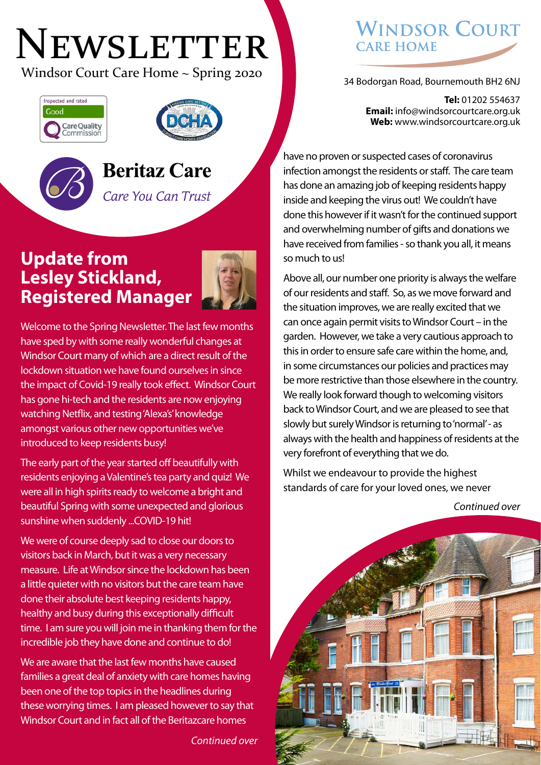# Newsletter

Windsor Court Care Home ~ Spring 2020

Inspected and rated Good — Care Quality Commission

DCHA

**Beritaz Care**

*Care You Can Trust*

**Windsor Court Care Home**

34 Bodorgan Road, Bournemouth BH2 6NJ

**Tel:** 01202 554637
**Email:** info@windsorcourtcare.org.uk
**Web:** www.windsorcourtcare.org.uk

## Update from Lesley Stickland, Registered Manager

Welcome to the Spring Newsletter. The last few months have sped by with some really wonderful changes at Windsor Court many of which are a direct result of the lockdown situation we have found ourselves in since the impact of Covid-19 really took effect. Windsor Court has gone hi-tech and the residents are now enjoying watching Netflix, and testing 'Alexa's' knowledge amongst various other new opportunities we've introduced to keep residents busy!

The early part of the year started off beautifully with residents enjoying a Valentine's tea party and quiz! We were all in high spirits ready to welcome a bright and beautiful Spring with some unexpected and glorious sunshine when suddenly ...COVID-19 hit!

We were of course deeply sad to close our doors to visitors back in March, but it was a very necessary measure. Life at Windsor since the lockdown has been a little quieter with no visitors but the care team have done their absolute best keeping residents happy, healthy and busy during this exceptionally difficult time. I am sure you will join me in thanking them for the incredible job they have done and continue to do!

We are aware that the last few months have caused families a great deal of anxiety with care homes having been one of the top topics in the headlines during these worrying times. I am pleased however to say that Windsor Court and in fact all of the Beritazcare homes have no proven or suspected cases of coronavirus infection amongst the residents or staff. The care team has done an amazing job of keeping residents happy inside and keeping the virus out! We couldn't have done this however if it wasn't for the continued support and overwhelming number of gifts and donations we have received from families - so thank you all, it means so much to us!

Above all, our number one priority is always the welfare of our residents and staff. So, as we move forward and the situation improves, we are really excited that we can once again permit visits to Windsor Court – in the garden. However, we take a very cautious approach to this in order to ensure safe care within the home, and, in some circumstances our policies and practices may be more restrictive than those elsewhere in the country. We really look forward though to welcoming visitors back to Windsor Court, and we are pleased to see that slowly but surely Windsor is returning to 'normal' - as always with the health and happiness of residents at the very forefront of everything that we do.

Whilst we endeavour to provide the highest standards of care for your loved ones, we never

*Continued over*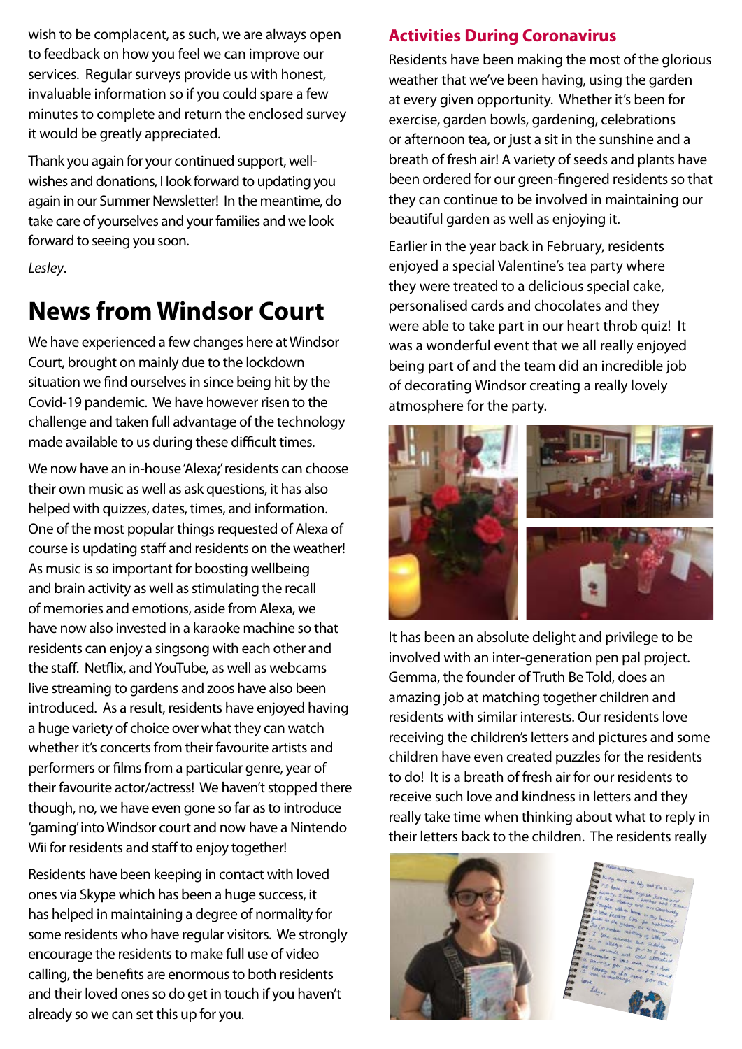wish to be complacent, as such, we are always open to feedback on how you feel we can improve our services. Regular surveys provide us with honest, invaluable information so if you could spare a few minutes to complete and return the enclosed survey it would be greatly appreciated.

Thank you again for your continued support, well-wishes and donations, I look forward to updating you again in our Summer Newsletter! In the meantime, do take care of yourselves and your families and we look forward to seeing you soon.

*Lesley*.

# News from Windsor Court

We have experienced a few changes here at Windsor Court, brought on mainly due to the lockdown situation we find ourselves in since being hit by the Covid-19 pandemic. We have however risen to the challenge and taken full advantage of the technology made available to us during these difficult times.

We now have an in-house 'Alexa;' residents can choose their own music as well as ask questions, it has also helped with quizzes, dates, times, and information. One of the most popular things requested of Alexa of course is updating staff and residents on the weather! As music is so important for boosting wellbeing and brain activity as well as stimulating the recall of memories and emotions, aside from Alexa, we have now also invested in a karaoke machine so that residents can enjoy a singsong with each other and the staff. Netflix, and YouTube, as well as webcams live streaming to gardens and zoos have also been introduced. As a result, residents have enjoyed having a huge variety of choice over what they can watch whether it's concerts from their favourite artists and performers or films from a particular genre, year of their favourite actor/actress! We haven't stopped there though, no, we have even gone so far as to introduce 'gaming' into Windsor court and now have a Nintendo Wii for residents and staff to enjoy together!

Residents have been keeping in contact with loved ones via Skype which has been a huge success, it has helped in maintaining a degree of normality for some residents who have regular visitors. We strongly encourage the residents to make full use of video calling, the benefits are enormous to both residents and their loved ones so do get in touch if you haven't already so we can set this up for you.

## Activities During Coronavirus

Residents have been making the most of the glorious weather that we've been having, using the garden at every given opportunity. Whether it's been for exercise, garden bowls, gardening, celebrations or afternoon tea, or just a sit in the sunshine and a breath of fresh air! A variety of seeds and plants have been ordered for our green-fingered residents so that they can continue to be involved in maintaining our beautiful garden as well as enjoying it.

Earlier in the year back in February, residents enjoyed a special Valentine's tea party where they were treated to a delicious special cake, personalised cards and chocolates and they were able to take part in our heart throb quiz! It was a wonderful event that we all really enjoyed being part of and the team did an incredible job of decorating Windsor creating a really lovely atmosphere for the party.

It has been an absolute delight and privilege to be involved with an inter-generation pen pal project. Gemma, the founder of Truth Be Told, does an amazing job at matching together children and residents with similar interests. Our residents love receiving the children's letters and pictures and some children have even created puzzles for the residents to do! It is a breath of fresh air for our residents to receive such love and kindness in letters and they really take time when thinking about what to reply in their letters back to the children. The residents really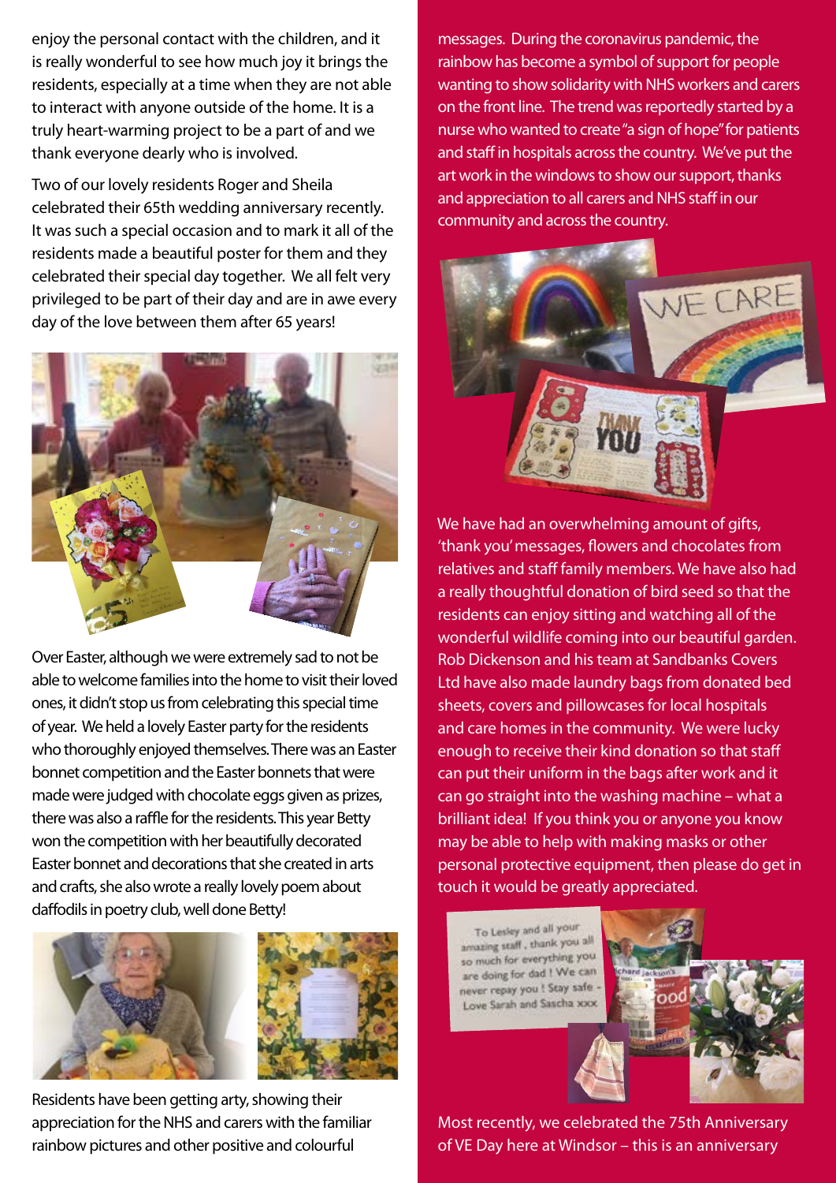enjoy the personal contact with the children, and it is really wonderful to see how much joy it brings the residents, especially at a time when they are not able to interact with anyone outside of the home. It is a truly heart-warming project to be a part of and we thank everyone dearly who is involved.

Two of our lovely residents Roger and Sheila celebrated their 65th wedding anniversary recently. It was such a special occasion and to mark it all of the residents made a beautiful poster for them and they celebrated their special day together. We all felt very privileged to be part of their day and are in awe every day of the love between them after 65 years!

Over Easter, although we were extremely sad to not be able to welcome families into the home to visit their loved ones, it didn't stop us from celebrating this special time of year. We held a lovely Easter party for the residents who thoroughly enjoyed themselves. There was an Easter bonnet competition and the Easter bonnets that were made were judged with chocolate eggs given as prizes, there was also a raffle for the residents. This year Betty won the competition with her beautifully decorated Easter bonnet and decorations that she created in arts and crafts, she also wrote a really lovely poem about daffodils in poetry club, well done Betty!

Residents have been getting arty, showing their appreciation for the NHS and carers with the familiar rainbow pictures and other positive and colourful messages. During the coronavirus pandemic, the rainbow has become a symbol of support for people wanting to show solidarity with NHS workers and carers on the front line. The trend was reportedly started by a nurse who wanted to create "a sign of hope" for patients and staff in hospitals across the country. We've put the art work in the windows to show our support, thanks and appreciation to all carers and NHS staff in our community and across the country.

We have had an overwhelming amount of gifts, 'thank you' messages, flowers and chocolates from relatives and staff family members. We have also had a really thoughtful donation of bird seed so that the residents can enjoy sitting and watching all of the wonderful wildlife coming into our beautiful garden. Rob Dickenson and his team at Sandbanks Covers Ltd have also made laundry bags from donated bed sheets, covers and pillowcases for local hospitals and care homes in the community. We were lucky enough to receive their kind donation so that staff can put their uniform in the bags after work and it can go straight into the washing machine – what a brilliant idea! If you think you or anyone you know may be able to help with making masks or other personal protective equipment, then please do get in touch it would be greatly appreciated.

Most recently, we celebrated the 75th Anniversary of VE Day here at Windsor – this is an anniversary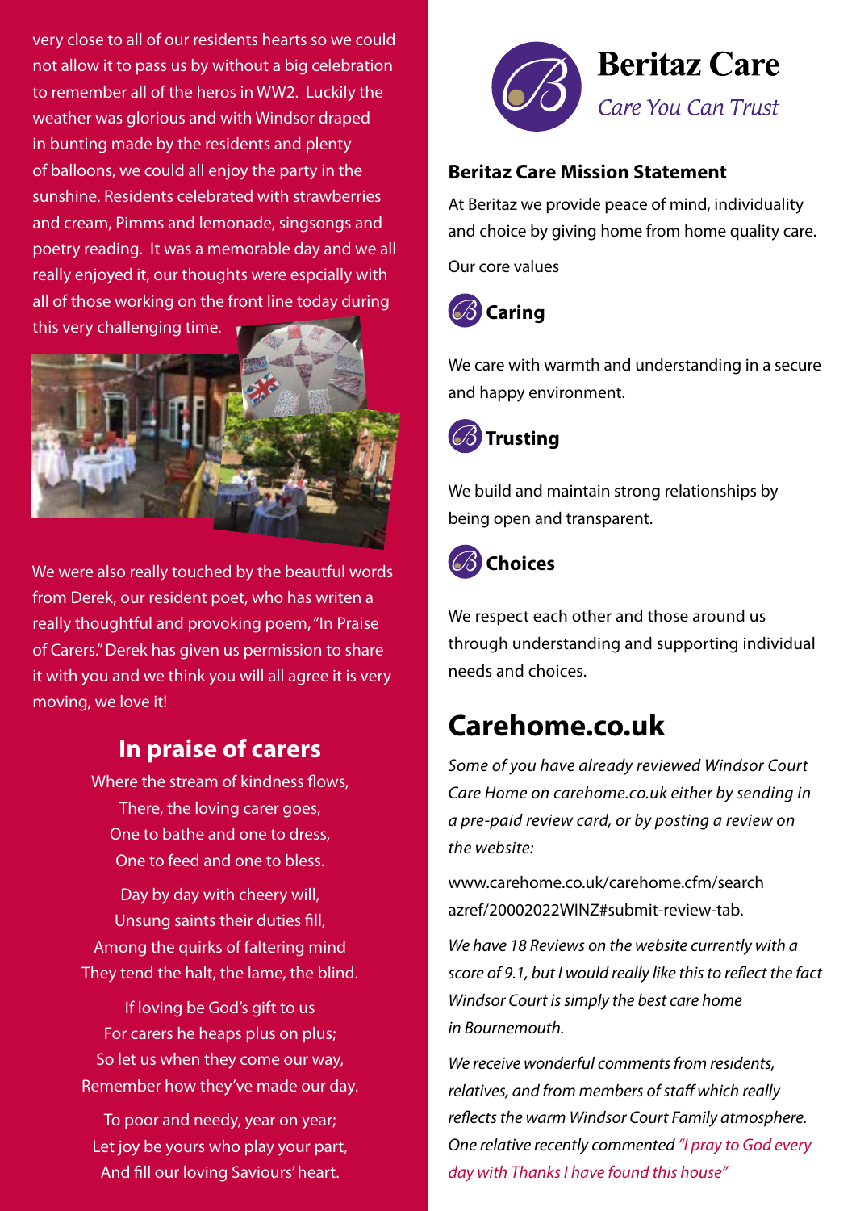very close to all of our residents hearts so we could not allow it to pass us by without a big celebration to remember all of the heros in WW2. Luckily the weather was glorious and with Windsor draped in bunting made by the residents and plenty of balloons, we could all enjoy the party in the sunshine. Residents celebrated with strawberries and cream, Pimms and lemonade, singsongs and poetry reading. It was a memorable day and we all really enjoyed it, our thoughts were espcially with all of those working on the front line today during this very challenging time.

We were also really touched by the beautful words from Derek, our resident poet, who has writen a really thoughtful and provoking poem, "In Praise of Carers." Derek has given us permission to share it with you and we think you will all agree it is very moving, we love it!

## In praise of carers

Where the stream of kindness flows,
There, the loving carer goes,
One to bathe and one to dress,
One to feed and one to bless.

Day by day with cheery will,
Unsung saints their duties fill,
Among the quirks of faltering mind
They tend the halt, the lame, the blind.

If loving be God's gift to us
For carers he heaps plus on plus;
So let us when they come our way,
Remember how they've made our day.

To poor and needy, year on year;
Let joy be yours who play your part,
And fill our loving Saviours' heart.

# Beritaz Care

*Care You Can Trust*

### Beritaz Care Mission Statement

At Beritaz we provide peace of mind, individuality and choice by giving home from home quality care.

Our core values

**Caring**

We care with warmth and understanding in a secure and happy environment.

**Trusting**

We build and maintain strong relationships by being open and transparent.

**Choices**

We respect each other and those around us through understanding and supporting individual needs and choices.

## Carehome.co.uk

*Some of you have already reviewed Windsor Court Care Home on carehome.co.uk either by sending in a pre-paid review card, or by posting a review on the website:*

www.carehome.co.uk/carehome.cfm/search azref/20002022WINZ#submit-review-tab.

*We have 18 Reviews on the website currently with a score of 9.1, but I would really like this to reflect the fact Windsor Court is simply the best care home in Bournemouth.*

*We receive wonderful comments from residents, relatives, and from members of staff which really reflects the warm Windsor Court Family atmosphere. One relative recently commented "I pray to God every day with Thanks I have found this house"*